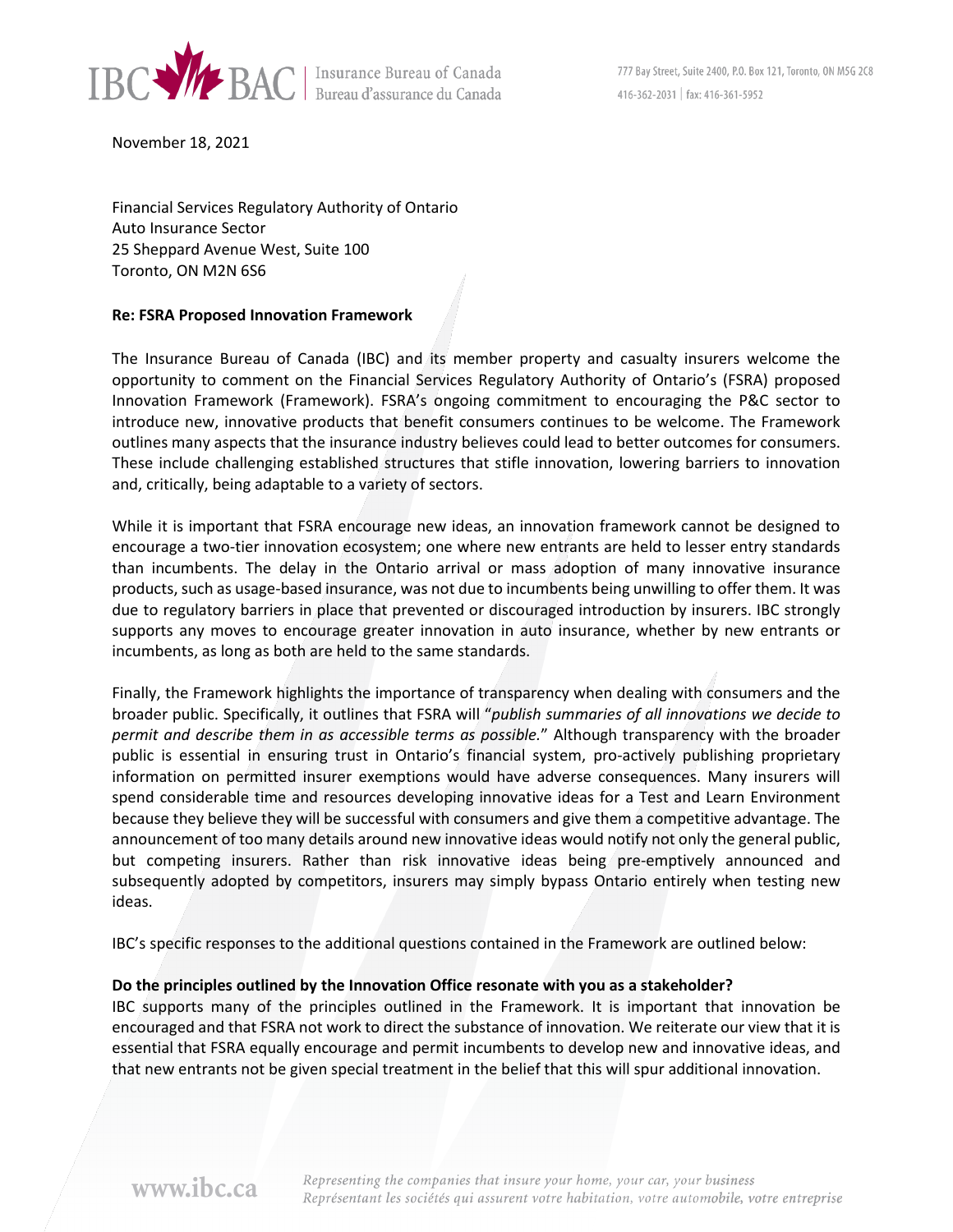November 18, 2021

Financial Services Regulatory Authority of Ontario
Auto Insurance Sector
25 Sheppard Avenue West, Suite 100
Toronto, ON M2N 6S6

**Re: FSRA Proposed Innovation Framework**

The Insurance Bureau of Canada (IBC) and its member property and casualty insurers welcome the opportunity to comment on the Financial Services Regulatory Authority of Ontario's (FSRA) proposed Innovation Framework (Framework). FSRA's ongoing commitment to encouraging the P&C sector to introduce new, innovative products that benefit consumers continues to be welcome. The Framework outlines many aspects that the insurance industry believes could lead to better outcomes for consumers. These include challenging established structures that stifle innovation, lowering barriers to innovation and, critically, being adaptable to a variety of sectors.

While it is important that FSRA encourage new ideas, an innovation framework cannot be designed to encourage a two-tier innovation ecosystem; one where new entrants are held to lesser entry standards than incumbents. The delay in the Ontario arrival or mass adoption of many innovative insurance products, such as usage-based insurance, was not due to incumbents being unwilling to offer them. It was due to regulatory barriers in place that prevented or discouraged introduction by insurers. IBC strongly supports any moves to encourage greater innovation in auto insurance, whether by new entrants or incumbents, as long as both are held to the same standards.

Finally, the Framework highlights the importance of transparency when dealing with consumers and the broader public. Specifically, it outlines that FSRA will "*publish summaries of all innovations we decide to permit and describe them in as accessible terms as possible.*" Although transparency with the broader public is essential in ensuring trust in Ontario's financial system, pro-actively publishing proprietary information on permitted insurer exemptions would have adverse consequences. Many insurers will spend considerable time and resources developing innovative ideas for a Test and Learn Environment because they believe they will be successful with consumers and give them a competitive advantage. The announcement of too many details around new innovative ideas would notify not only the general public, but competing insurers. Rather than risk innovative ideas being pre-emptively announced and subsequently adopted by competitors, insurers may simply bypass Ontario entirely when testing new ideas.

IBC's specific responses to the additional questions contained in the Framework are outlined below:

**Do the principles outlined by the Innovation Office resonate with you as a stakeholder?**
IBC supports many of the principles outlined in the Framework. It is important that innovation be encouraged and that FSRA not work to direct the substance of innovation. We reiterate our view that it is essential that FSRA equally encourage and permit incumbents to develop new and innovative ideas, and that new entrants not be given special treatment in the belief that this will spur additional innovation.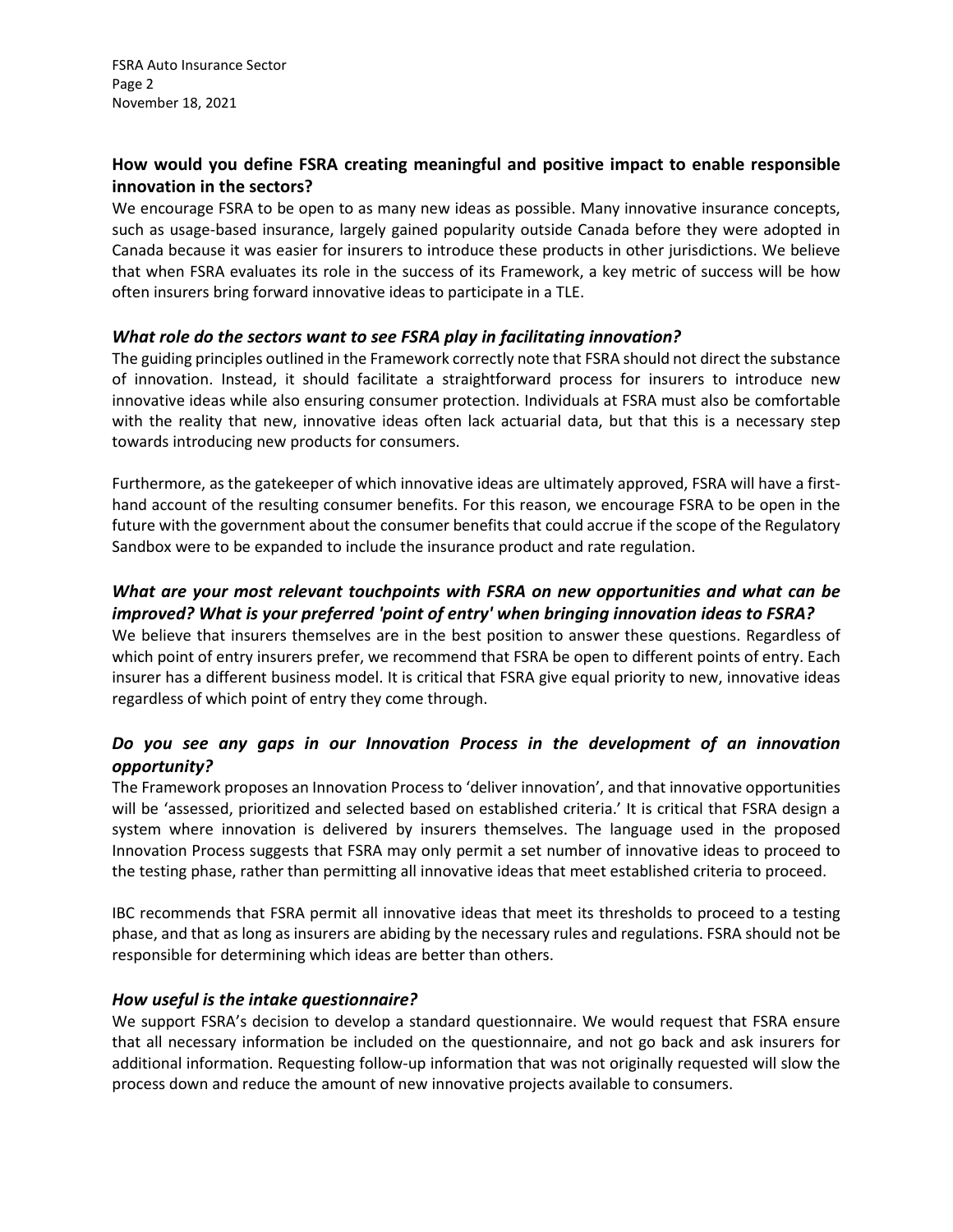**How would you define FSRA creating meaningful and positive impact to enable responsible innovation in the sectors?**

We encourage FSRA to be open to as many new ideas as possible. Many innovative insurance concepts, such as usage-based insurance, largely gained popularity outside Canada before they were adopted in Canada because it was easier for insurers to introduce these products in other jurisdictions. We believe that when FSRA evaluates its role in the success of its Framework, a key metric of success will be how often insurers bring forward innovative ideas to participate in a TLE.

***What role do the sectors want to see FSRA play in facilitating innovation?***

The guiding principles outlined in the Framework correctly note that FSRA should not direct the substance of innovation. Instead, it should facilitate a straightforward process for insurers to introduce new innovative ideas while also ensuring consumer protection. Individuals at FSRA must also be comfortable with the reality that new, innovative ideas often lack actuarial data, but that this is a necessary step towards introducing new products for consumers.

Furthermore, as the gatekeeper of which innovative ideas are ultimately approved, FSRA will have a first-hand account of the resulting consumer benefits. For this reason, we encourage FSRA to be open in the future with the government about the consumer benefits that could accrue if the scope of the Regulatory Sandbox were to be expanded to include the insurance product and rate regulation.

***What are your most relevant touchpoints with FSRA on new opportunities and what can be improved? What is your preferred 'point of entry' when bringing innovation ideas to FSRA?***

We believe that insurers themselves are in the best position to answer these questions. Regardless of which point of entry insurers prefer, we recommend that FSRA be open to different points of entry. Each insurer has a different business model. It is critical that FSRA give equal priority to new, innovative ideas regardless of which point of entry they come through.

***Do you see any gaps in our Innovation Process in the development of an innovation opportunity?***

The Framework proposes an Innovation Process to 'deliver innovation', and that innovative opportunities will be 'assessed, prioritized and selected based on established criteria.' It is critical that FSRA design a system where innovation is delivered by insurers themselves. The language used in the proposed Innovation Process suggests that FSRA may only permit a set number of innovative ideas to proceed to the testing phase, rather than permitting all innovative ideas that meet established criteria to proceed.

IBC recommends that FSRA permit all innovative ideas that meet its thresholds to proceed to a testing phase, and that as long as insurers are abiding by the necessary rules and regulations. FSRA should not be responsible for determining which ideas are better than others.

***How useful is the intake questionnaire?***

We support FSRA's decision to develop a standard questionnaire. We would request that FSRA ensure that all necessary information be included on the questionnaire, and not go back and ask insurers for additional information. Requesting follow-up information that was not originally requested will slow the process down and reduce the amount of new innovative projects available to consumers.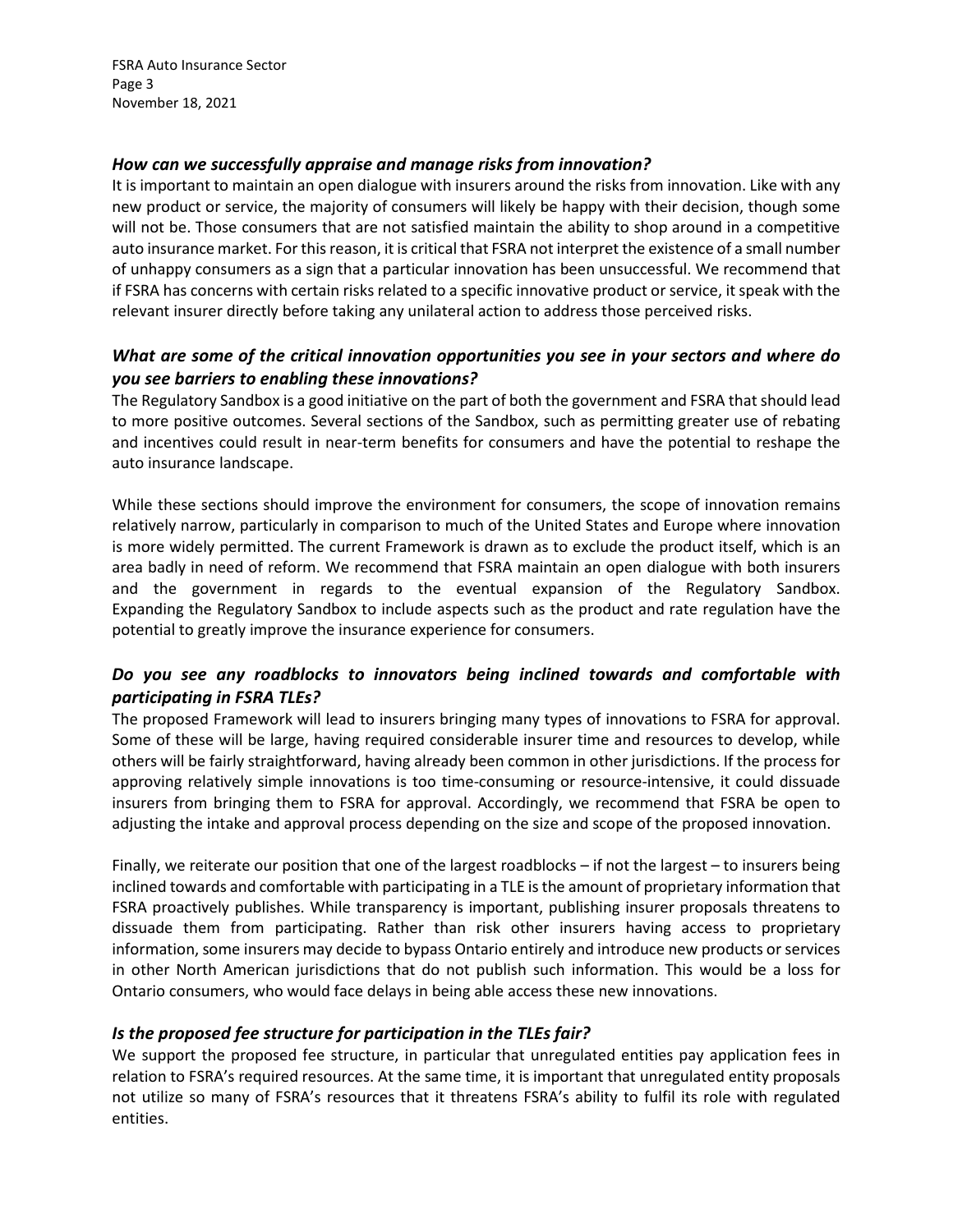### *How can we successfully appraise and manage risks from innovation?*

It is important to maintain an open dialogue with insurers around the risks from innovation. Like with any new product or service, the majority of consumers will likely be happy with their decision, though some will not be. Those consumers that are not satisfied maintain the ability to shop around in a competitive auto insurance market. For this reason, it is critical that FSRA not interpret the existence of a small number of unhappy consumers as a sign that a particular innovation has been unsuccessful. We recommend that if FSRA has concerns with certain risks related to a specific innovative product or service, it speak with the relevant insurer directly before taking any unilateral action to address those perceived risks.

### *What are some of the critical innovation opportunities you see in your sectors and where do you see barriers to enabling these innovations?*

The Regulatory Sandbox is a good initiative on the part of both the government and FSRA that should lead to more positive outcomes. Several sections of the Sandbox, such as permitting greater use of rebating and incentives could result in near-term benefits for consumers and have the potential to reshape the auto insurance landscape.

While these sections should improve the environment for consumers, the scope of innovation remains relatively narrow, particularly in comparison to much of the United States and Europe where innovation is more widely permitted. The current Framework is drawn as to exclude the product itself, which is an area badly in need of reform. We recommend that FSRA maintain an open dialogue with both insurers and the government in regards to the eventual expansion of the Regulatory Sandbox. Expanding the Regulatory Sandbox to include aspects such as the product and rate regulation have the potential to greatly improve the insurance experience for consumers.

### *Do you see any roadblocks to innovators being inclined towards and comfortable with participating in FSRA TLEs?*

The proposed Framework will lead to insurers bringing many types of innovations to FSRA for approval. Some of these will be large, having required considerable insurer time and resources to develop, while others will be fairly straightforward, having already been common in other jurisdictions. If the process for approving relatively simple innovations is too time-consuming or resource-intensive, it could dissuade insurers from bringing them to FSRA for approval. Accordingly, we recommend that FSRA be open to adjusting the intake and approval process depending on the size and scope of the proposed innovation.

Finally, we reiterate our position that one of the largest roadblocks – if not the largest – to insurers being inclined towards and comfortable with participating in a TLE is the amount of proprietary information that FSRA proactively publishes. While transparency is important, publishing insurer proposals threatens to dissuade them from participating. Rather than risk other insurers having access to proprietary information, some insurers may decide to bypass Ontario entirely and introduce new products or services in other North American jurisdictions that do not publish such information. This would be a loss for Ontario consumers, who would face delays in being able access these new innovations.

### *Is the proposed fee structure for participation in the TLEs fair?*

We support the proposed fee structure, in particular that unregulated entities pay application fees in relation to FSRA's required resources. At the same time, it is important that unregulated entity proposals not utilize so many of FSRA's resources that it threatens FSRA's ability to fulfil its role with regulated entities.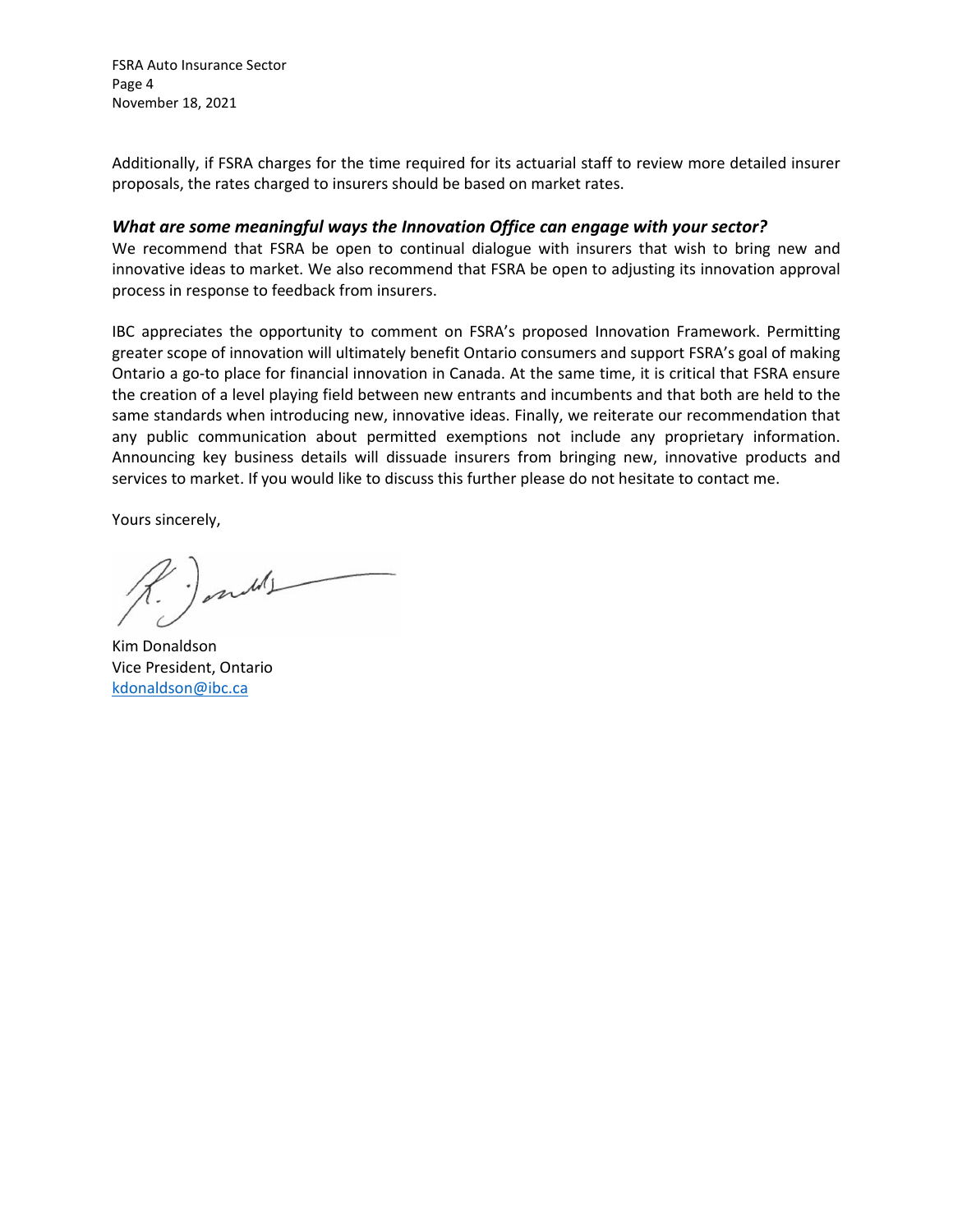Additionally, if FSRA charges for the time required for its actuarial staff to review more detailed insurer proposals, the rates charged to insurers should be based on market rates.

### *What are some meaningful ways the Innovation Office can engage with your sector?*

We recommend that FSRA be open to continual dialogue with insurers that wish to bring new and innovative ideas to market. We also recommend that FSRA be open to adjusting its innovation approval process in response to feedback from insurers.

IBC appreciates the opportunity to comment on FSRA's proposed Innovation Framework. Permitting greater scope of innovation will ultimately benefit Ontario consumers and support FSRA's goal of making Ontario a go-to place for financial innovation in Canada. At the same time, it is critical that FSRA ensure the creation of a level playing field between new entrants and incumbents and that both are held to the same standards when introducing new, innovative ideas. Finally, we reiterate our recommendation that any public communication about permitted exemptions not include any proprietary information. Announcing key business details will dissuade insurers from bringing new, innovative products and services to market. If you would like to discuss this further please do not hesitate to contact me.

Yours sincerely,

Kim Donaldson
Vice President, Ontario
kdonaldson@ibc.ca